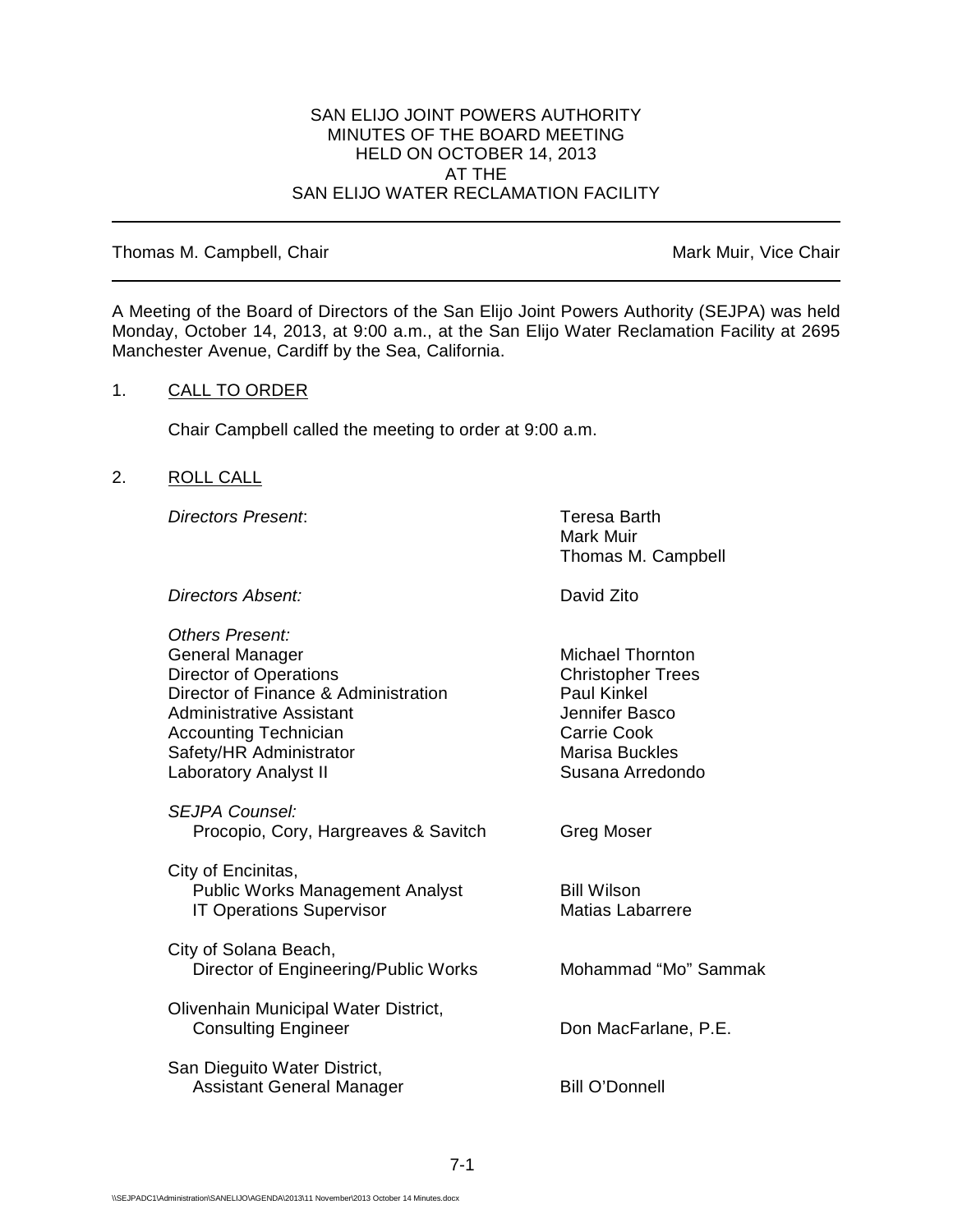SAN ELIJO JOINT POWERS AUTHORITY
MINUTES OF THE BOARD MEETING
HELD ON OCTOBER 14, 2013
AT THE
SAN ELIJO WATER RECLAMATION FACILITY

---

Thomas M. Campbell, Chair | Mark Muir, Vice Chair

---

A Meeting of the Board of Directors of the San Elijo Joint Powers Authority (SEJPA) was held Monday, October 14, 2013, at 9:00 a.m., at the San Elijo Water Reclamation Facility at 2695 Manchester Avenue, Cardiff by the Sea, California.

1. CALL TO ORDER

   Chair Campbell called the meeting to order at 9:00 a.m.

2. ROLL CALL

| | |
|---|---|
| *Directors Present*: | Teresa Barth<br>Mark Muir<br>Thomas M. Campbell |
| *Directors Absent:* | David Zito |
| *Others Present:* | |
| General Manager | Michael Thornton |
| Director of Operations | Christopher Trees |
| Director of Finance & Administration | Paul Kinkel |
| Administrative Assistant | Jennifer Basco |
| Accounting Technician | Carrie Cook |
| Safety/HR Administrator | Marisa Buckles |
| Laboratory Analyst II | Susana Arredondo |
| *SEJPA Counsel:* | |
| Procopio, Cory, Hargreaves & Savitch | Greg Moser |
| City of Encinitas, | |
| Public Works Management Analyst | Bill Wilson |
| IT Operations Supervisor | Matias Labarrere |
| City of Solana Beach, | |
| Director of Engineering/Public Works | Mohammad "Mo" Sammak |
| Olivenhain Municipal Water District, | |
| Consulting Engineer | Don MacFarlane, P.E. |
| San Dieguito Water District, | |
| Assistant General Manager | Bill O'Donnell |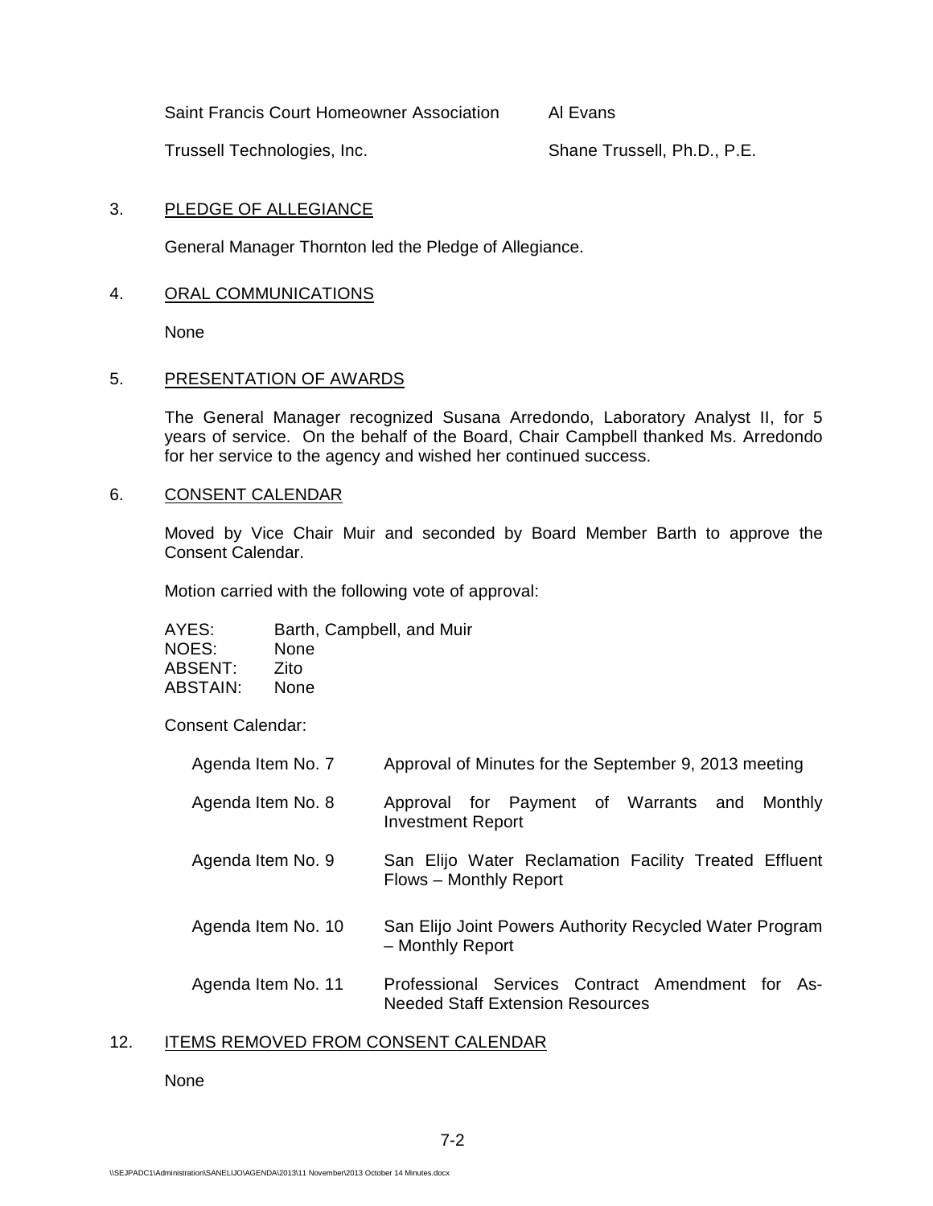| | |
|---|---|
| Saint Francis Court Homeowner Association | Al Evans |
| Trussell Technologies, Inc. | Shane Trussell, Ph.D., P.E. |

3. PLEDGE OF ALLEGIANCE

General Manager Thornton led the Pledge of Allegiance.

4. ORAL COMMUNICATIONS

None

5. PRESENTATION OF AWARDS

The General Manager recognized Susana Arredondo, Laboratory Analyst II, for 5 years of service. On the behalf of the Board, Chair Campbell thanked Ms. Arredondo for her service to the agency and wished her continued success.

6. CONSENT CALENDAR

Moved by Vice Chair Muir and seconded by Board Member Barth to approve the Consent Calendar.

Motion carried with the following vote of approval:

| | |
|---|---|
| AYES: | Barth, Campbell, and Muir |
| NOES: | None |
| ABSENT: | Zito |
| ABSTAIN: | None |

Consent Calendar:

| | |
|---|---|
| Agenda Item No. 7 | Approval of Minutes for the September 9, 2013 meeting |
| Agenda Item No. 8 | Approval for Payment of Warrants and Monthly Investment Report |
| Agenda Item No. 9 | San Elijo Water Reclamation Facility Treated Effluent Flows – Monthly Report |
| Agenda Item No. 10 | San Elijo Joint Powers Authority Recycled Water Program – Monthly Report |
| Agenda Item No. 11 | Professional Services Contract Amendment for As-Needed Staff Extension Resources |

12. ITEMS REMOVED FROM CONSENT CALENDAR

None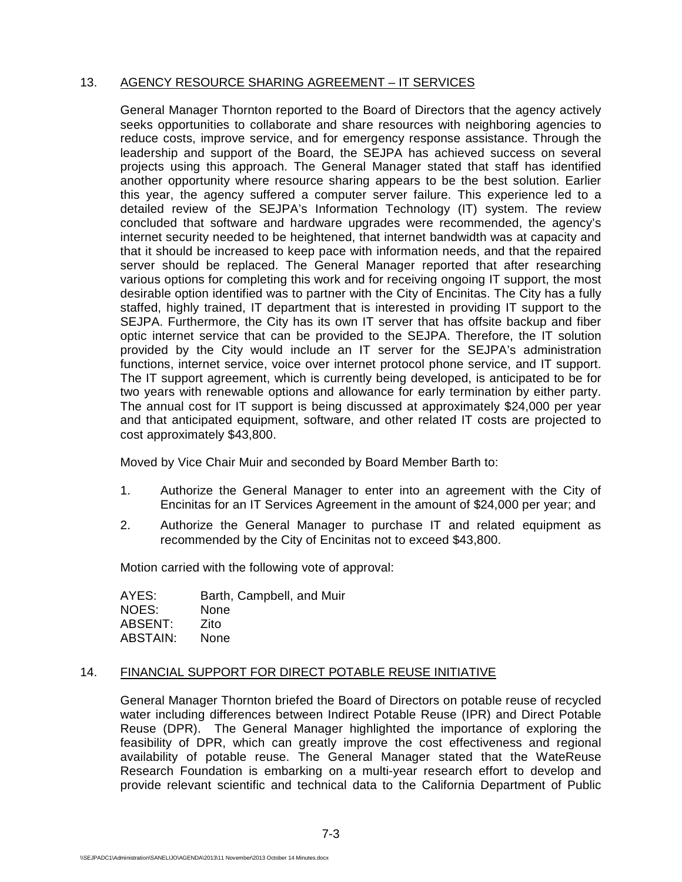13. <u>AGENCY RESOURCE SHARING AGREEMENT – IT SERVICES</u>

General Manager Thornton reported to the Board of Directors that the agency actively seeks opportunities to collaborate and share resources with neighboring agencies to reduce costs, improve service, and for emergency response assistance. Through the leadership and support of the Board, the SEJPA has achieved success on several projects using this approach. The General Manager stated that staff has identified another opportunity where resource sharing appears to be the best solution. Earlier this year, the agency suffered a computer server failure. This experience led to a detailed review of the SEJPA's Information Technology (IT) system. The review concluded that software and hardware upgrades were recommended, the agency's internet security needed to be heightened, that internet bandwidth was at capacity and that it should be increased to keep pace with information needs, and that the repaired server should be replaced. The General Manager reported that after researching various options for completing this work and for receiving ongoing IT support, the most desirable option identified was to partner with the City of Encinitas. The City has a fully staffed, highly trained, IT department that is interested in providing IT support to the SEJPA. Furthermore, the City has its own IT server that has offsite backup and fiber optic internet service that can be provided to the SEJPA. Therefore, the IT solution provided by the City would include an IT server for the SEJPA's administration functions, internet service, voice over internet protocol phone service, and IT support. The IT support agreement, which is currently being developed, is anticipated to be for two years with renewable options and allowance for early termination by either party. The annual cost for IT support is being discussed at approximately $24,000 per year and that anticipated equipment, software, and other related IT costs are projected to cost approximately $43,800.

Moved by Vice Chair Muir and seconded by Board Member Barth to:

1. Authorize the General Manager to enter into an agreement with the City of Encinitas for an IT Services Agreement in the amount of $24,000 per year; and
2. Authorize the General Manager to purchase IT and related equipment as recommended by the City of Encinitas not to exceed $43,800.

Motion carried with the following vote of approval:

AYES: Barth, Campbell, and Muir
NOES: None
ABSENT: Zito
ABSTAIN: None

14. <u>FINANCIAL SUPPORT FOR DIRECT POTABLE REUSE INITIATIVE</u>

General Manager Thornton briefed the Board of Directors on potable reuse of recycled water including differences between Indirect Potable Reuse (IPR) and Direct Potable Reuse (DPR). The General Manager highlighted the importance of exploring the feasibility of DPR, which can greatly improve the cost effectiveness and regional availability of potable reuse. The General Manager stated that the WateReuse Research Foundation is embarking on a multi-year research effort to develop and provide relevant scientific and technical data to the California Department of Public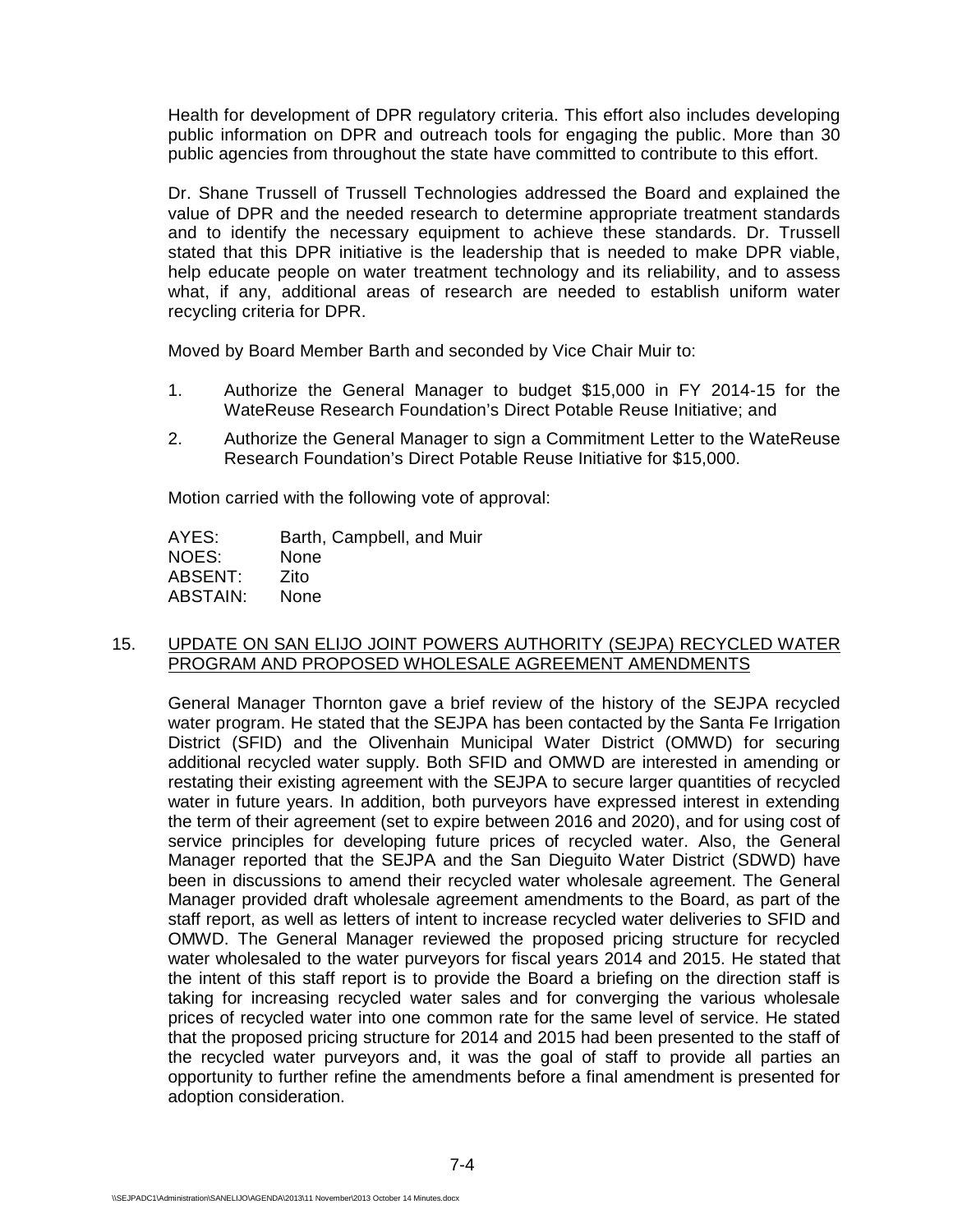Health for development of DPR regulatory criteria. This effort also includes developing public information on DPR and outreach tools for engaging the public. More than 30 public agencies from throughout the state have committed to contribute to this effort.

Dr. Shane Trussell of Trussell Technologies addressed the Board and explained the value of DPR and the needed research to determine appropriate treatment standards and to identify the necessary equipment to achieve these standards. Dr. Trussell stated that this DPR initiative is the leadership that is needed to make DPR viable, help educate people on water treatment technology and its reliability, and to assess what, if any, additional areas of research are needed to establish uniform water recycling criteria for DPR.

Moved by Board Member Barth and seconded by Vice Chair Muir to:

1. Authorize the General Manager to budget $15,000 in FY 2014-15 for the WateReuse Research Foundation's Direct Potable Reuse Initiative; and
2. Authorize the General Manager to sign a Commitment Letter to the WateReuse Research Foundation's Direct Potable Reuse Initiative for $15,000.

Motion carried with the following vote of approval:

AYES: Barth, Campbell, and Muir
NOES: None
ABSENT: Zito
ABSTAIN: None

15. UPDATE ON SAN ELIJO JOINT POWERS AUTHORITY (SEJPA) RECYCLED WATER PROGRAM AND PROPOSED WHOLESALE AGREEMENT AMENDMENTS

General Manager Thornton gave a brief review of the history of the SEJPA recycled water program. He stated that the SEJPA has been contacted by the Santa Fe Irrigation District (SFID) and the Olivenhain Municipal Water District (OMWD) for securing additional recycled water supply. Both SFID and OMWD are interested in amending or restating their existing agreement with the SEJPA to secure larger quantities of recycled water in future years. In addition, both purveyors have expressed interest in extending the term of their agreement (set to expire between 2016 and 2020), and for using cost of service principles for developing future prices of recycled water. Also, the General Manager reported that the SEJPA and the San Dieguito Water District (SDWD) have been in discussions to amend their recycled water wholesale agreement. The General Manager provided draft wholesale agreement amendments to the Board, as part of the staff report, as well as letters of intent to increase recycled water deliveries to SFID and OMWD. The General Manager reviewed the proposed pricing structure for recycled water wholesaled to the water purveyors for fiscal years 2014 and 2015. He stated that the intent of this staff report is to provide the Board a briefing on the direction staff is taking for increasing recycled water sales and for converging the various wholesale prices of recycled water into one common rate for the same level of service. He stated that the proposed pricing structure for 2014 and 2015 had been presented to the staff of the recycled water purveyors and, it was the goal of staff to provide all parties an opportunity to further refine the amendments before a final amendment is presented for adoption consideration.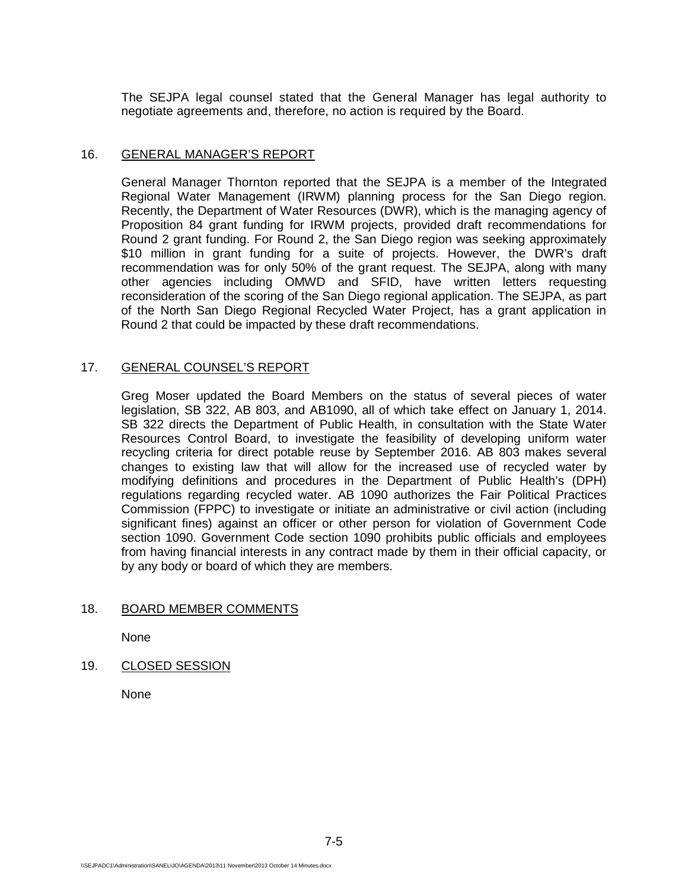The SEJPA legal counsel stated that the General Manager has legal authority to negotiate agreements and, therefore, no action is required by the Board.

16. GENERAL MANAGER'S REPORT

General Manager Thornton reported that the SEJPA is a member of the Integrated Regional Water Management (IRWM) planning process for the San Diego region. Recently, the Department of Water Resources (DWR), which is the managing agency of Proposition 84 grant funding for IRWM projects, provided draft recommendations for Round 2 grant funding. For Round 2, the San Diego region was seeking approximately \$10 million in grant funding for a suite of projects. However, the DWR's draft recommendation was for only 50% of the grant request. The SEJPA, along with many other agencies including OMWD and SFID, have written letters requesting reconsideration of the scoring of the San Diego regional application. The SEJPA, as part of the North San Diego Regional Recycled Water Project, has a grant application in Round 2 that could be impacted by these draft recommendations.

17. GENERAL COUNSEL'S REPORT

Greg Moser updated the Board Members on the status of several pieces of water legislation, SB 322, AB 803, and AB1090, all of which take effect on January 1, 2014. SB 322 directs the Department of Public Health, in consultation with the State Water Resources Control Board, to investigate the feasibility of developing uniform water recycling criteria for direct potable reuse by September 2016. AB 803 makes several changes to existing law that will allow for the increased use of recycled water by modifying definitions and procedures in the Department of Public Health's (DPH) regulations regarding recycled water. AB 1090 authorizes the Fair Political Practices Commission (FPPC) to investigate or initiate an administrative or civil action (including significant fines) against an officer or other person for violation of Government Code section 1090. Government Code section 1090 prohibits public officials and employees from having financial interests in any contract made by them in their official capacity, or by any body or board of which they are members.

18. BOARD MEMBER COMMENTS

None

19. CLOSED SESSION

None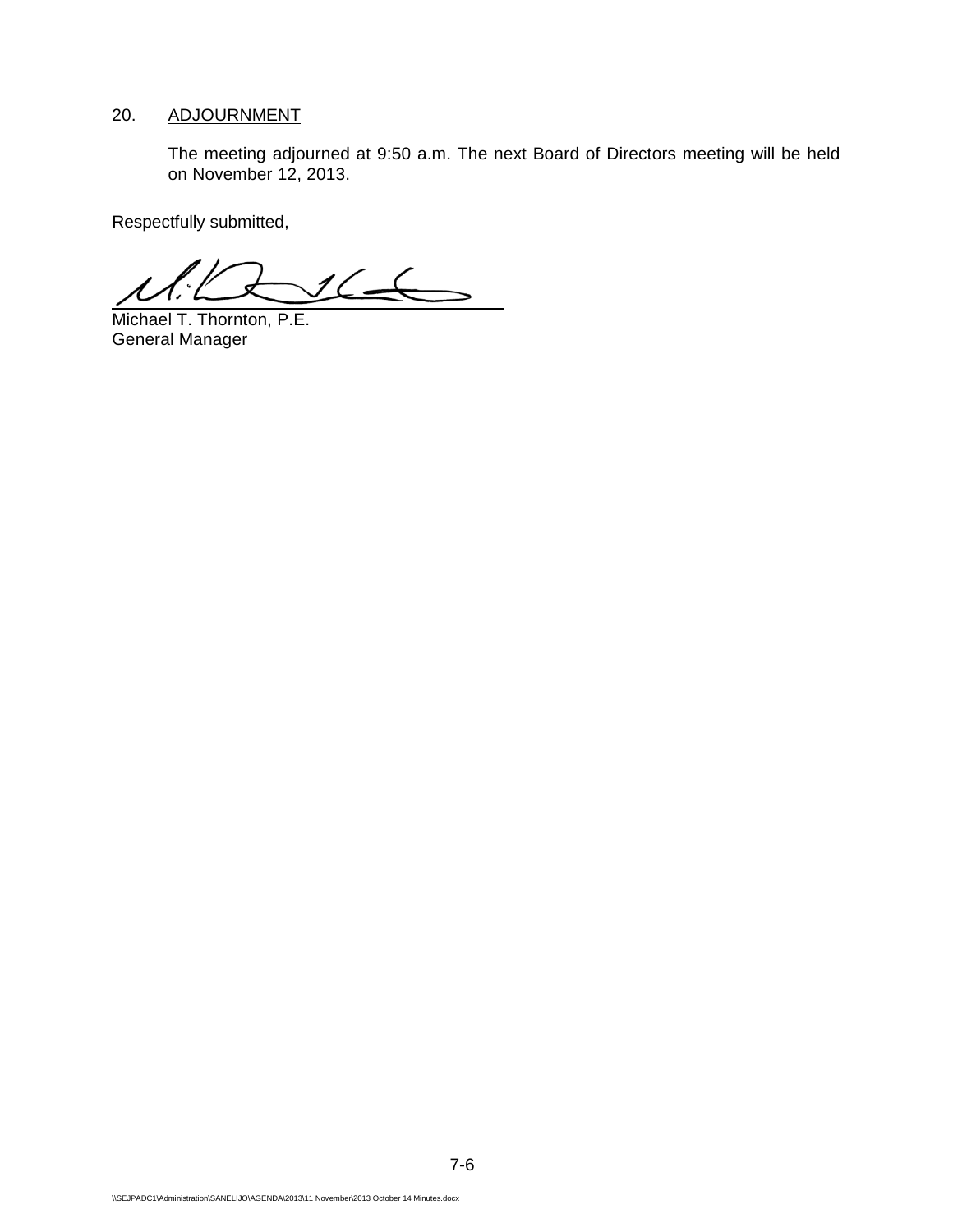20. <u>ADJOURNMENT</u>

The meeting adjourned at 9:50 a.m. The next Board of Directors meeting will be held on November 12, 2013.

Respectfully submitted,

Michael T. Thornton, P.E.
General Manager